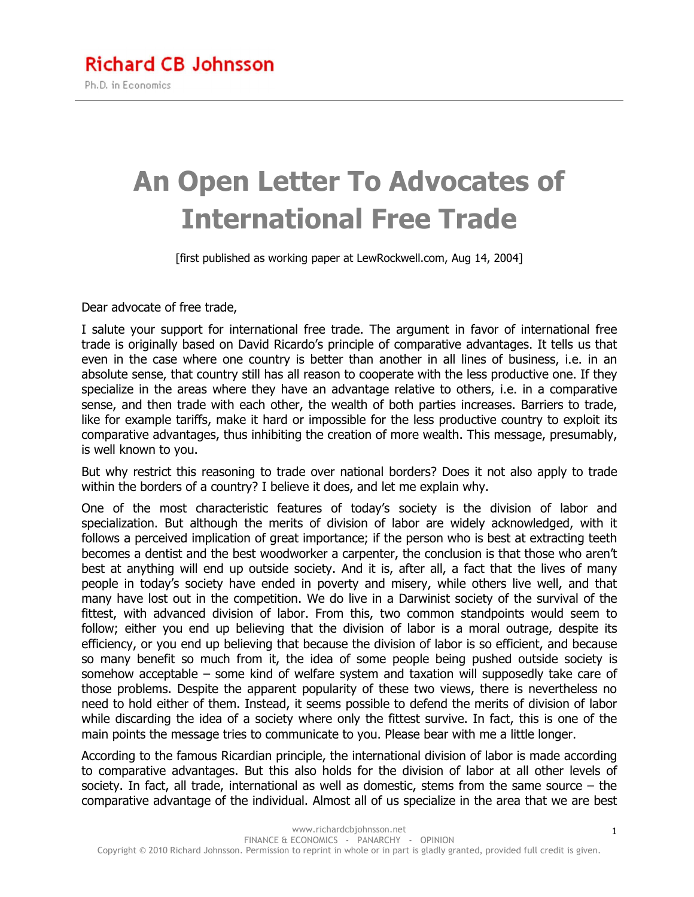Richard CB Johnsson

Ph.D. in Economics

# An Open Letter To Advocates of International Free Trade

[first published as working paper at LewRockwell.com, Aug 14, 2004]

Dear advocate of free trade,

I salute your support for international free trade. The argument in favor of international free trade is originally based on David Ricardo's principle of comparative advantages. It tells us that even in the case where one country is better than another in all lines of business, i.e. in an absolute sense, that country still has all reason to cooperate with the less productive one. If they specialize in the areas where they have an advantage relative to others, i.e. in a comparative sense, and then trade with each other, the wealth of both parties increases. Barriers to trade, like for example tariffs, make it hard or impossible for the less productive country to exploit its comparative advantages, thus inhibiting the creation of more wealth. This message, presumably, is well known to you.

But why restrict this reasoning to trade over national borders? Does it not also apply to trade within the borders of a country? I believe it does, and let me explain why.

One of the most characteristic features of today's society is the division of labor and specialization. But although the merits of division of labor are widely acknowledged, with it follows a perceived implication of great importance; if the person who is best at extracting teeth becomes a dentist and the best woodworker a carpenter, the conclusion is that those who aren't best at anything will end up outside society. And it is, after all, a fact that the lives of many people in today's society have ended in poverty and misery, while others live well, and that many have lost out in the competition. We do live in a Darwinist society of the survival of the fittest, with advanced division of labor. From this, two common standpoints would seem to follow; either you end up believing that the division of labor is a moral outrage, despite its efficiency, or you end up believing that because the division of labor is so efficient, and because so many benefit so much from it, the idea of some people being pushed outside society is somehow acceptable – some kind of welfare system and taxation will supposedly take care of those problems. Despite the apparent popularity of these two views, there is nevertheless no need to hold either of them. Instead, it seems possible to defend the merits of division of labor while discarding the idea of a society where only the fittest survive. In fact, this is one of the main points the message tries to communicate to you. Please bear with me a little longer.

According to the famous Ricardian principle, the international division of labor is made according to comparative advantages. But this also holds for the division of labor at all other levels of society. In fact, all trade, international as well as domestic, stems from the same source – the comparative advantage of the individual. Almost all of us specialize in the area that we are best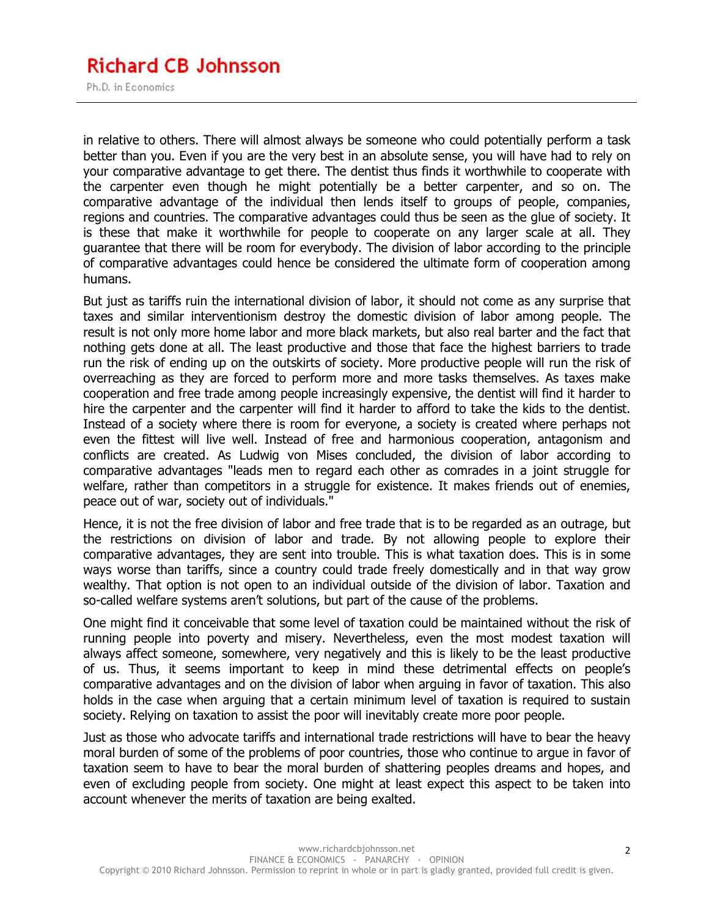in relative to others. There will almost always be someone who could potentially perform a task better than you. Even if you are the very best in an absolute sense, you will have had to rely on your comparative advantage to get there. The dentist thus finds it worthwhile to cooperate with the carpenter even though he might potentially be a better carpenter, and so on. The comparative advantage of the individual then lends itself to groups of people, companies, regions and countries. The comparative advantages could thus be seen as the glue of society. It is these that make it worthwhile for people to cooperate on any larger scale at all. They guarantee that there will be room for everybody. The division of labor according to the principle of comparative advantages could hence be considered the ultimate form of cooperation among humans.

But just as tariffs ruin the international division of labor, it should not come as any surprise that taxes and similar interventionism destroy the domestic division of labor among people. The result is not only more home labor and more black markets, but also real barter and the fact that nothing gets done at all. The least productive and those that face the highest barriers to trade run the risk of ending up on the outskirts of society. More productive people will run the risk of overreaching as they are forced to perform more and more tasks themselves. As taxes make cooperation and free trade among people increasingly expensive, the dentist will find it harder to hire the carpenter and the carpenter will find it harder to afford to take the kids to the dentist. Instead of a society where there is room for everyone, a society is created where perhaps not even the fittest will live well. Instead of free and harmonious cooperation, antagonism and conflicts are created. As Ludwig von Mises concluded, the division of labor according to comparative advantages "leads men to regard each other as comrades in a joint struggle for welfare, rather than competitors in a struggle for existence. It makes friends out of enemies, peace out of war, society out of individuals."

Hence, it is not the free division of labor and free trade that is to be regarded as an outrage, but the restrictions on division of labor and trade. By not allowing people to explore their comparative advantages, they are sent into trouble. This is what taxation does. This is in some ways worse than tariffs, since a country could trade freely domestically and in that way grow wealthy. That option is not open to an individual outside of the division of labor. Taxation and so-called welfare systems aren't solutions, but part of the cause of the problems.

One might find it conceivable that some level of taxation could be maintained without the risk of running people into poverty and misery. Nevertheless, even the most modest taxation will always affect someone, somewhere, very negatively and this is likely to be the least productive of us. Thus, it seems important to keep in mind these detrimental effects on people's comparative advantages and on the division of labor when arguing in favor of taxation. This also holds in the case when arguing that a certain minimum level of taxation is required to sustain society. Relying on taxation to assist the poor will inevitably create more poor people.

Just as those who advocate tariffs and international trade restrictions will have to bear the heavy moral burden of some of the problems of poor countries, those who continue to argue in favor of taxation seem to have to bear the moral burden of shattering peoples dreams and hopes, and even of excluding people from society. One might at least expect this aspect to be taken into account whenever the merits of taxation are being exalted.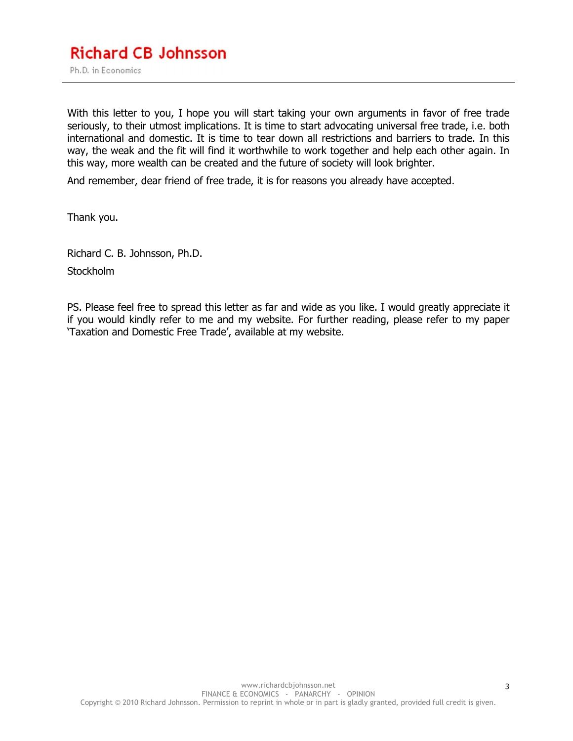With this letter to you, I hope you will start taking your own arguments in favor of free trade seriously, to their utmost implications. It is time to start advocating universal free trade, i.e. both international and domestic. It is time to tear down all restrictions and barriers to trade. In this way, the weak and the fit will find it worthwhile to work together and help each other again. In this way, more wealth can be created and the future of society will look brighter.

And remember, dear friend of free trade, it is for reasons you already have accepted.

Thank you.

Richard C. B. Johnsson, Ph.D.

Stockholm

PS. Please feel free to spread this letter as far and wide as you like. I would greatly appreciate it if you would kindly refer to me and my website. For further reading, please refer to my paper 'Taxation and Domestic Free Trade', available at my website.